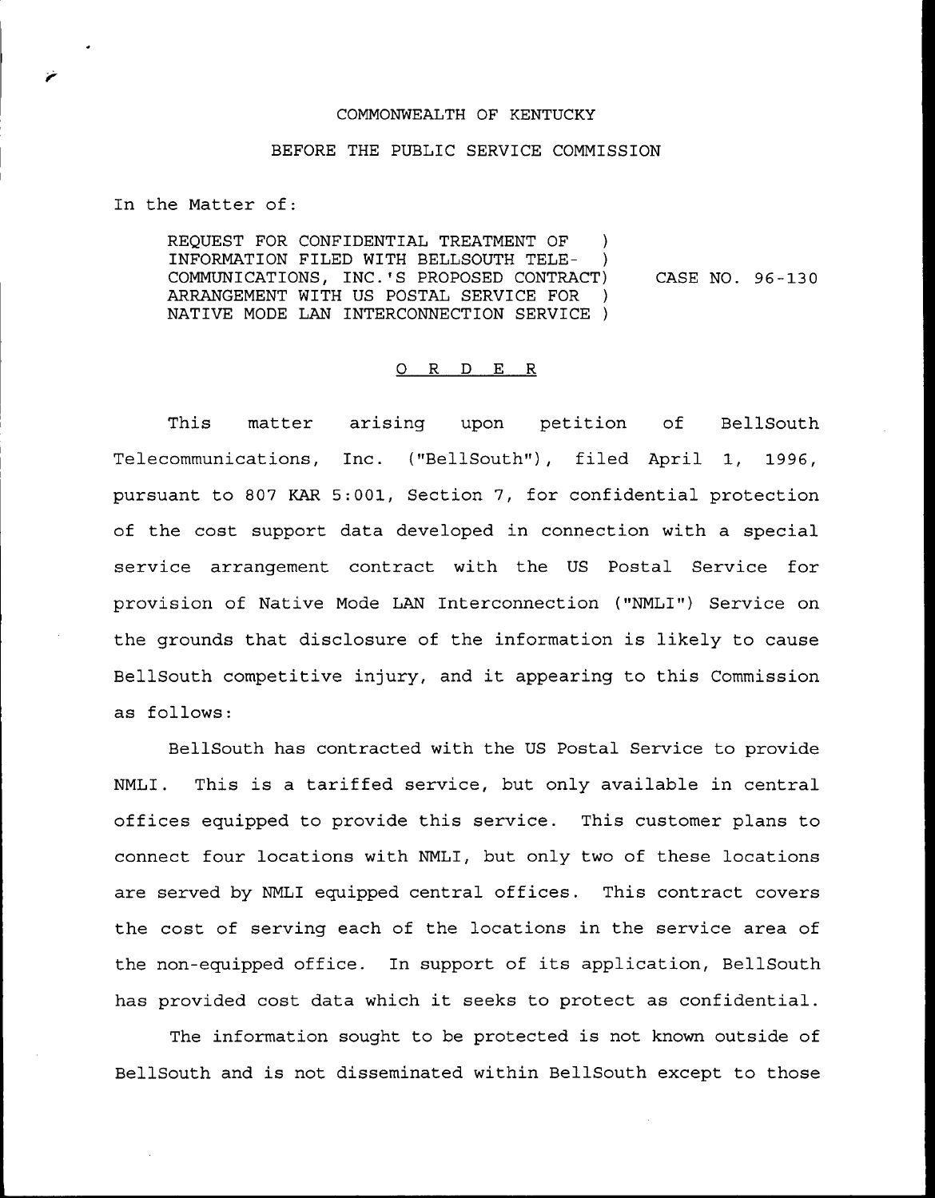COMMONWEALTH OF KENTUCKY

BEFORE THE PUBLIC SERVICE COMMISSION

In the Matter of:

REQUEST FOR CONFIDENTIAL TREATMENT OF )
INFORMATION FILED WITH BELLSOUTH TELE- )
COMMUNICATIONS, INC.'S PROPOSED CONTRACT) CASE NO. 96-130
ARRANGEMENT WITH US POSTAL SERVICE FOR )
NATIVE MODE LAN INTERCONNECTION SERVICE )

O R D E R

This matter arising upon petition of BellSouth Telecommunications, Inc. ("BellSouth"), filed April 1, 1996, pursuant to 807 KAR 5:001, Section 7, for confidential protection of the cost support data developed in connection with a special service arrangement contract with the US Postal Service for provision of Native Mode LAN Interconnection ("NMLI") Service on the grounds that disclosure of the information is likely to cause BellSouth competitive injury, and it appearing to this Commission as follows:

BellSouth has contracted with the US Postal Service to provide NMLI. This is a tariffed service, but only available in central offices equipped to provide this service. This customer plans to connect four locations with NMLI, but only two of these locations are served by NMLI equipped central offices. This contract covers the cost of serving each of the locations in the service area of the non-equipped office. In support of its application, BellSouth has provided cost data which it seeks to protect as confidential.

The information sought to be protected is not known outside of BellSouth and is not disseminated within BellSouth except to those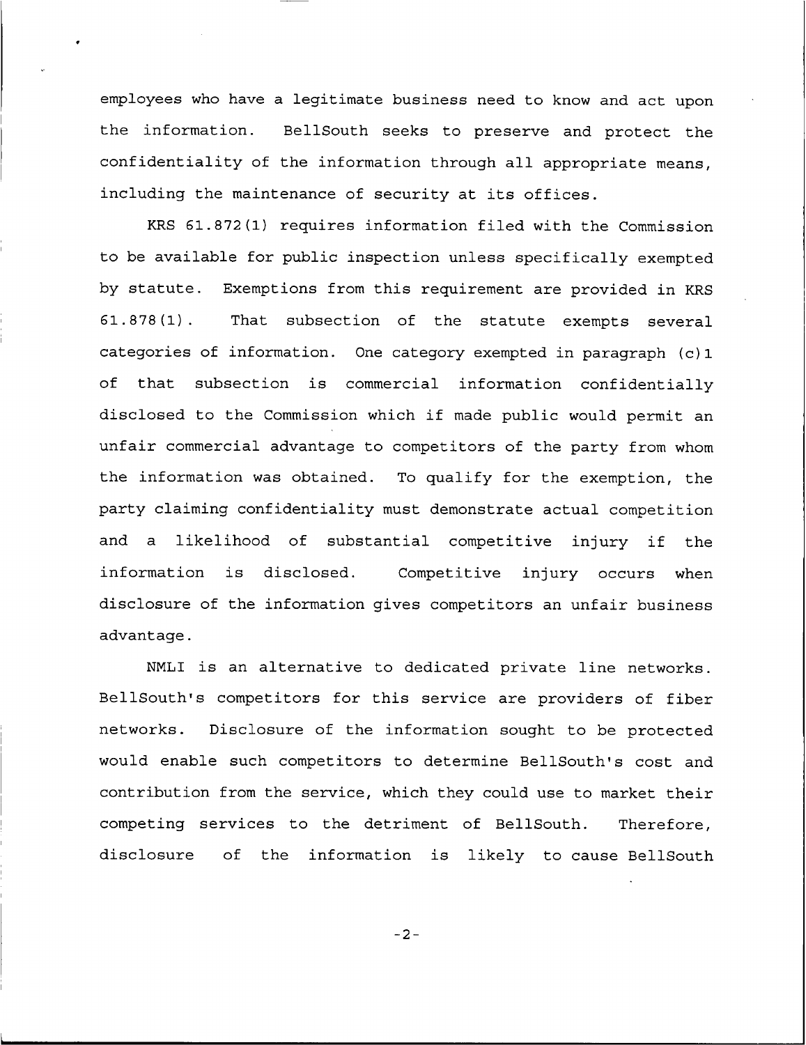employees who have a legitimate business need to know and act upon the information. BellSouth seeks to preserve and protect the confidentiality of the information through all appropriate means, including the maintenance of security at its offices.

KRS 61.872(1) requires information filed with the Commission to be available for public inspection unless specifically exempted by statute. Exemptions from this requirement are provided in KRS 61.878(1). That subsection of the statute exempts several categories of information. One category exempted in paragraph (c)1 of that subsection is commercial information confidentially disclosed to the Commission which if made public would permit an unfair commercial advantage to competitors of the party from whom the information was obtained. To qualify for the exemption, the party claiming confidentiality must demonstrate actual competition and a likelihood of substantial competitive injury if the information is disclosed. Competitive injury occurs when disclosure of the information gives competitors an unfair business advantage.

NMLI is an alternative to dedicated private line networks. BellSouth's competitors for this service are providers of fiber networks. Disclosure of the information sought to be protected would enable such competitors to determine BellSouth's cost and contribution from the service, which they could use to market their competing services to the detriment of BellSouth. Therefore, disclosure of the information is likely to cause BellSouth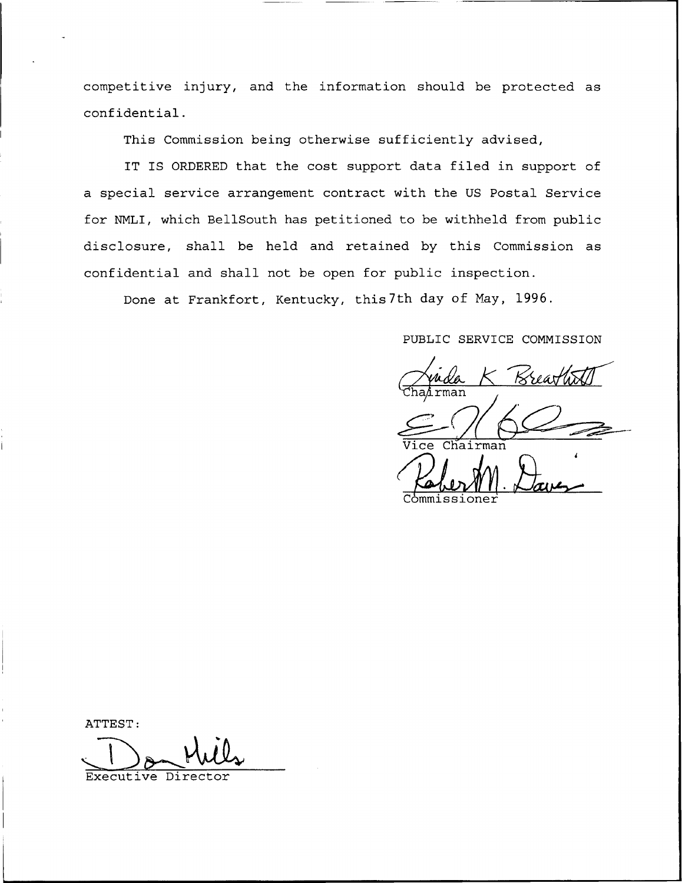competitive injury, and the information should be protected as confidential.

This Commission being otherwise sufficiently advised,

IT IS ORDERED that the cost support data filed in support of a special service arrangement contract with the US Postal Service for NMLI, which BellSouth has petitioned to be withheld from public disclosure, shall be held and retained by this Commission as confidential and shall not be open for public inspection.

Done at Frankfort, Kentucky, this 7th day of May, 1996.

PUBLIC SERVICE COMMISSION

Linda K Breathitt
Chairman

Vice Chairman

Robert M. Davis
Commissioner

ATTEST:

Don Mills
Executive Director